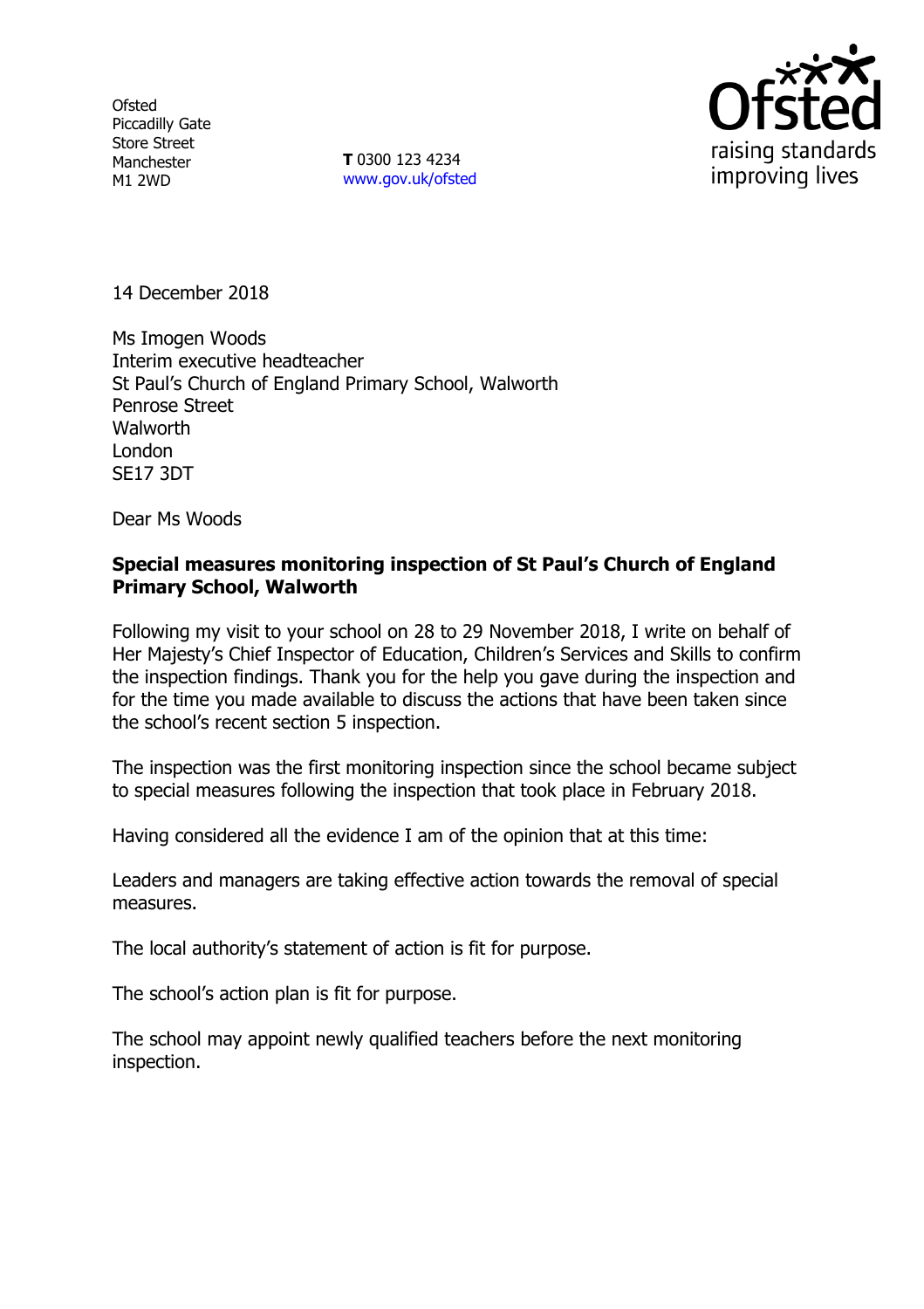Ofsted
Piccadilly Gate
Store Street
Manchester
M1 2WD

**T** 0300 123 4234
www.gov.uk/ofsted

14 December 2018

Ms Imogen Woods
Interim executive headteacher
St Paul's Church of England Primary School, Walworth
Penrose Street
Walworth
London
SE17 3DT

Dear Ms Woods

**Special measures monitoring inspection of St Paul's Church of England Primary School, Walworth**

Following my visit to your school on 28 to 29 November 2018, I write on behalf of Her Majesty's Chief Inspector of Education, Children's Services and Skills to confirm the inspection findings. Thank you for the help you gave during the inspection and for the time you made available to discuss the actions that have been taken since the school's recent section 5 inspection.

The inspection was the first monitoring inspection since the school became subject to special measures following the inspection that took place in February 2018.

Having considered all the evidence I am of the opinion that at this time:

Leaders and managers are taking effective action towards the removal of special measures.

The local authority's statement of action is fit for purpose.

The school's action plan is fit for purpose.

The school may appoint newly qualified teachers before the next monitoring inspection.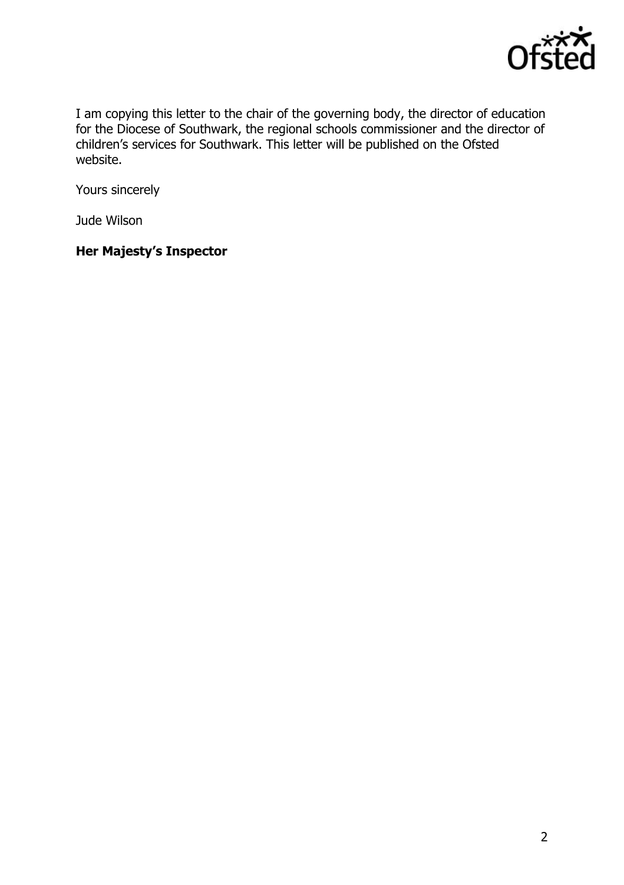I am copying this letter to the chair of the governing body, the director of education for the Diocese of Southwark, the regional schools commissioner and the director of children's services for Southwark. This letter will be published on the Ofsted website.

Yours sincerely

Jude Wilson

**Her Majesty's Inspector**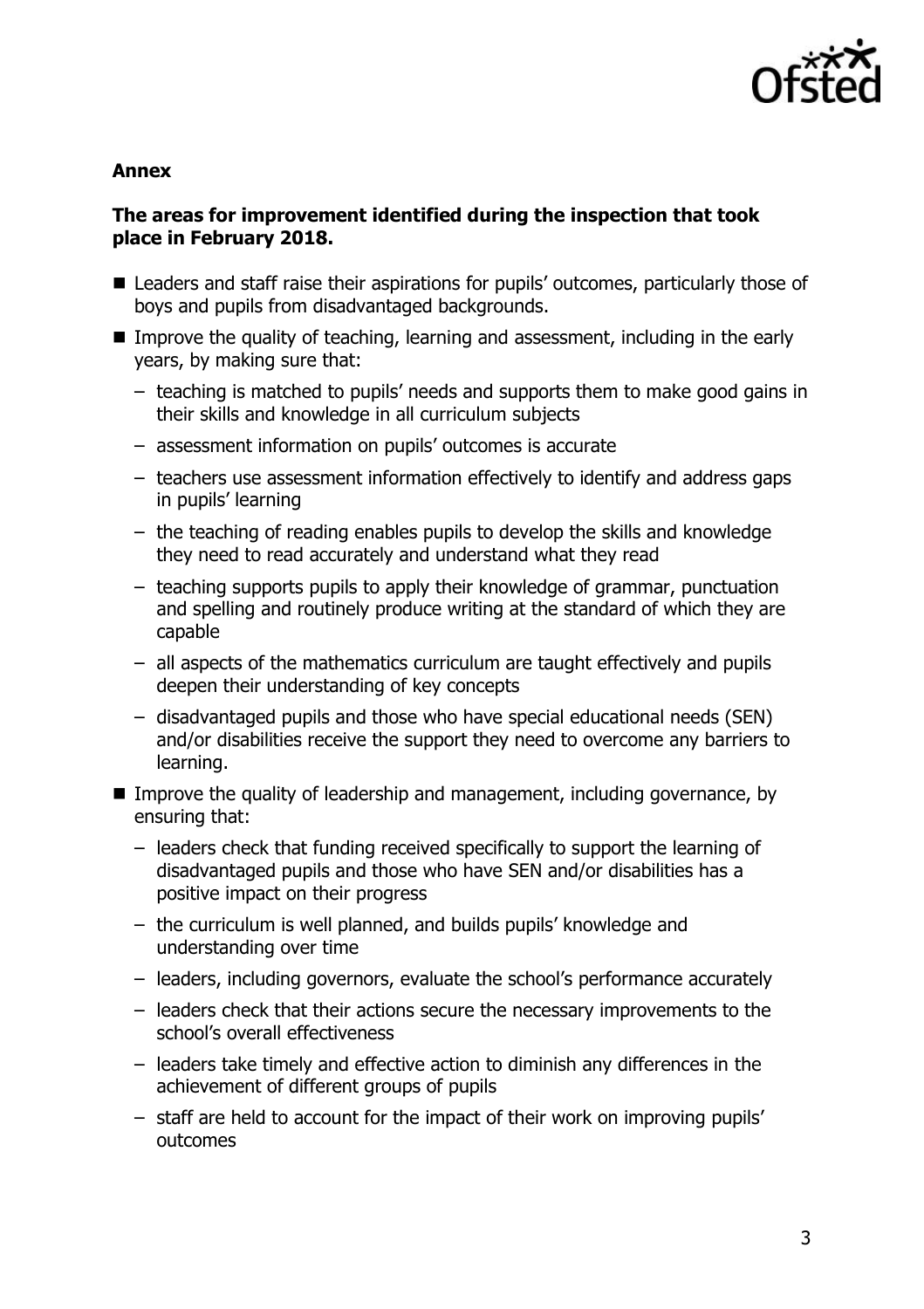**Annex**

**The areas for improvement identified during the inspection that took place in February 2018.**

- Leaders and staff raise their aspirations for pupils' outcomes, particularly those of boys and pupils from disadvantaged backgrounds.
- Improve the quality of teaching, learning and assessment, including in the early years, by making sure that:
  - teaching is matched to pupils' needs and supports them to make good gains in their skills and knowledge in all curriculum subjects
  - assessment information on pupils' outcomes is accurate
  - teachers use assessment information effectively to identify and address gaps in pupils' learning
  - the teaching of reading enables pupils to develop the skills and knowledge they need to read accurately and understand what they read
  - teaching supports pupils to apply their knowledge of grammar, punctuation and spelling and routinely produce writing at the standard of which they are capable
  - all aspects of the mathematics curriculum are taught effectively and pupils deepen their understanding of key concepts
  - disadvantaged pupils and those who have special educational needs (SEN) and/or disabilities receive the support they need to overcome any barriers to learning.
- Improve the quality of leadership and management, including governance, by ensuring that:
  - leaders check that funding received specifically to support the learning of disadvantaged pupils and those who have SEN and/or disabilities has a positive impact on their progress
  - the curriculum is well planned, and builds pupils' knowledge and understanding over time
  - leaders, including governors, evaluate the school's performance accurately
  - leaders check that their actions secure the necessary improvements to the school's overall effectiveness
  - leaders take timely and effective action to diminish any differences in the achievement of different groups of pupils
  - staff are held to account for the impact of their work on improving pupils' outcomes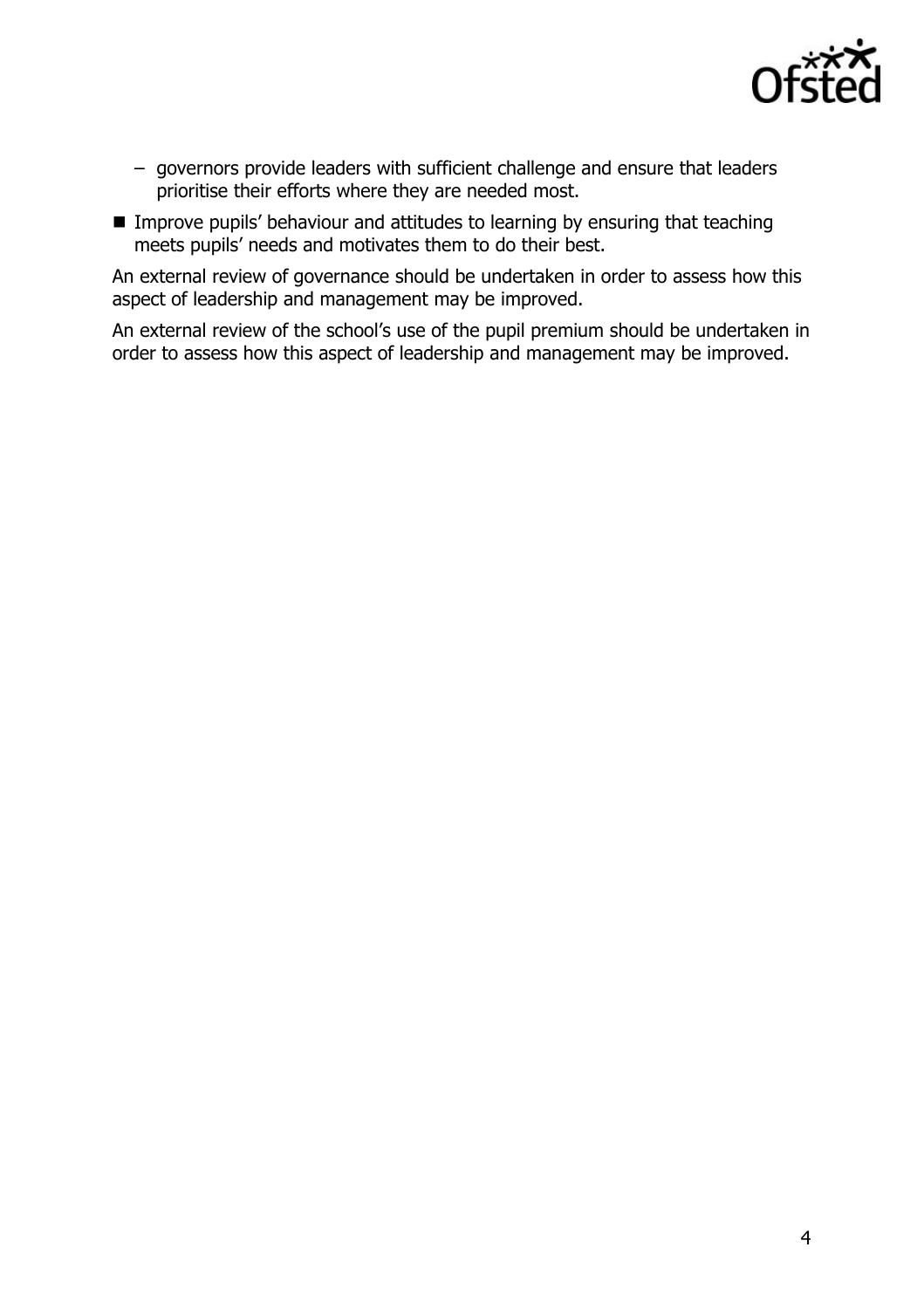- governors provide leaders with sufficient challenge and ensure that leaders prioritise their efforts where they are needed most.

- Improve pupils' behaviour and attitudes to learning by ensuring that teaching meets pupils' needs and motivates them to do their best.

An external review of governance should be undertaken in order to assess how this aspect of leadership and management may be improved.

An external review of the school's use of the pupil premium should be undertaken in order to assess how this aspect of leadership and management may be improved.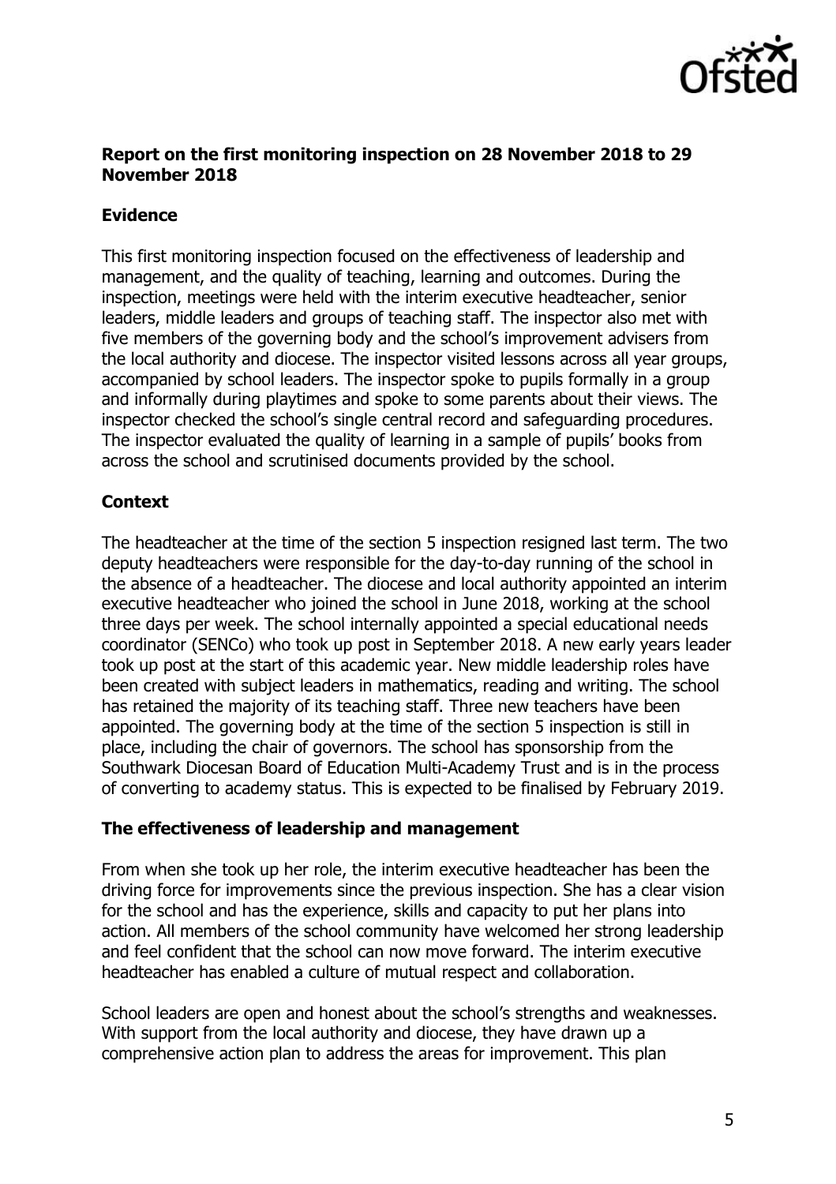**Report on the first monitoring inspection on 28 November 2018 to 29 November 2018**

**Evidence**

This first monitoring inspection focused on the effectiveness of leadership and management, and the quality of teaching, learning and outcomes. During the inspection, meetings were held with the interim executive headteacher, senior leaders, middle leaders and groups of teaching staff. The inspector also met with five members of the governing body and the school's improvement advisers from the local authority and diocese. The inspector visited lessons across all year groups, accompanied by school leaders. The inspector spoke to pupils formally in a group and informally during playtimes and spoke to some parents about their views. The inspector checked the school's single central record and safeguarding procedures. The inspector evaluated the quality of learning in a sample of pupils' books from across the school and scrutinised documents provided by the school.

**Context**

The headteacher at the time of the section 5 inspection resigned last term. The two deputy headteachers were responsible for the day-to-day running of the school in the absence of a headteacher. The diocese and local authority appointed an interim executive headteacher who joined the school in June 2018, working at the school three days per week. The school internally appointed a special educational needs coordinator (SENCo) who took up post in September 2018. A new early years leader took up post at the start of this academic year. New middle leadership roles have been created with subject leaders in mathematics, reading and writing. The school has retained the majority of its teaching staff. Three new teachers have been appointed. The governing body at the time of the section 5 inspection is still in place, including the chair of governors. The school has sponsorship from the Southwark Diocesan Board of Education Multi-Academy Trust and is in the process of converting to academy status. This is expected to be finalised by February 2019.

**The effectiveness of leadership and management**

From when she took up her role, the interim executive headteacher has been the driving force for improvements since the previous inspection. She has a clear vision for the school and has the experience, skills and capacity to put her plans into action. All members of the school community have welcomed her strong leadership and feel confident that the school can now move forward. The interim executive headteacher has enabled a culture of mutual respect and collaboration.

School leaders are open and honest about the school's strengths and weaknesses. With support from the local authority and diocese, they have drawn up a comprehensive action plan to address the areas for improvement. This plan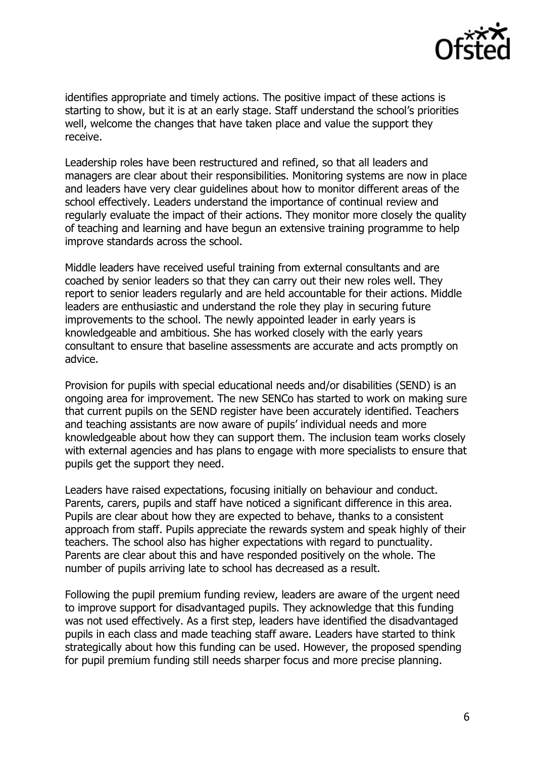identifies appropriate and timely actions. The positive impact of these actions is starting to show, but it is at an early stage. Staff understand the school's priorities well, welcome the changes that have taken place and value the support they receive.

Leadership roles have been restructured and refined, so that all leaders and managers are clear about their responsibilities. Monitoring systems are now in place and leaders have very clear guidelines about how to monitor different areas of the school effectively. Leaders understand the importance of continual review and regularly evaluate the impact of their actions. They monitor more closely the quality of teaching and learning and have begun an extensive training programme to help improve standards across the school.

Middle leaders have received useful training from external consultants and are coached by senior leaders so that they can carry out their new roles well. They report to senior leaders regularly and are held accountable for their actions. Middle leaders are enthusiastic and understand the role they play in securing future improvements to the school. The newly appointed leader in early years is knowledgeable and ambitious. She has worked closely with the early years consultant to ensure that baseline assessments are accurate and acts promptly on advice.

Provision for pupils with special educational needs and/or disabilities (SEND) is an ongoing area for improvement. The new SENCo has started to work on making sure that current pupils on the SEND register have been accurately identified. Teachers and teaching assistants are now aware of pupils' individual needs and more knowledgeable about how they can support them. The inclusion team works closely with external agencies and has plans to engage with more specialists to ensure that pupils get the support they need.

Leaders have raised expectations, focusing initially on behaviour and conduct. Parents, carers, pupils and staff have noticed a significant difference in this area. Pupils are clear about how they are expected to behave, thanks to a consistent approach from staff. Pupils appreciate the rewards system and speak highly of their teachers. The school also has higher expectations with regard to punctuality. Parents are clear about this and have responded positively on the whole. The number of pupils arriving late to school has decreased as a result.

Following the pupil premium funding review, leaders are aware of the urgent need to improve support for disadvantaged pupils. They acknowledge that this funding was not used effectively. As a first step, leaders have identified the disadvantaged pupils in each class and made teaching staff aware. Leaders have started to think strategically about how this funding can be used. However, the proposed spending for pupil premium funding still needs sharper focus and more precise planning.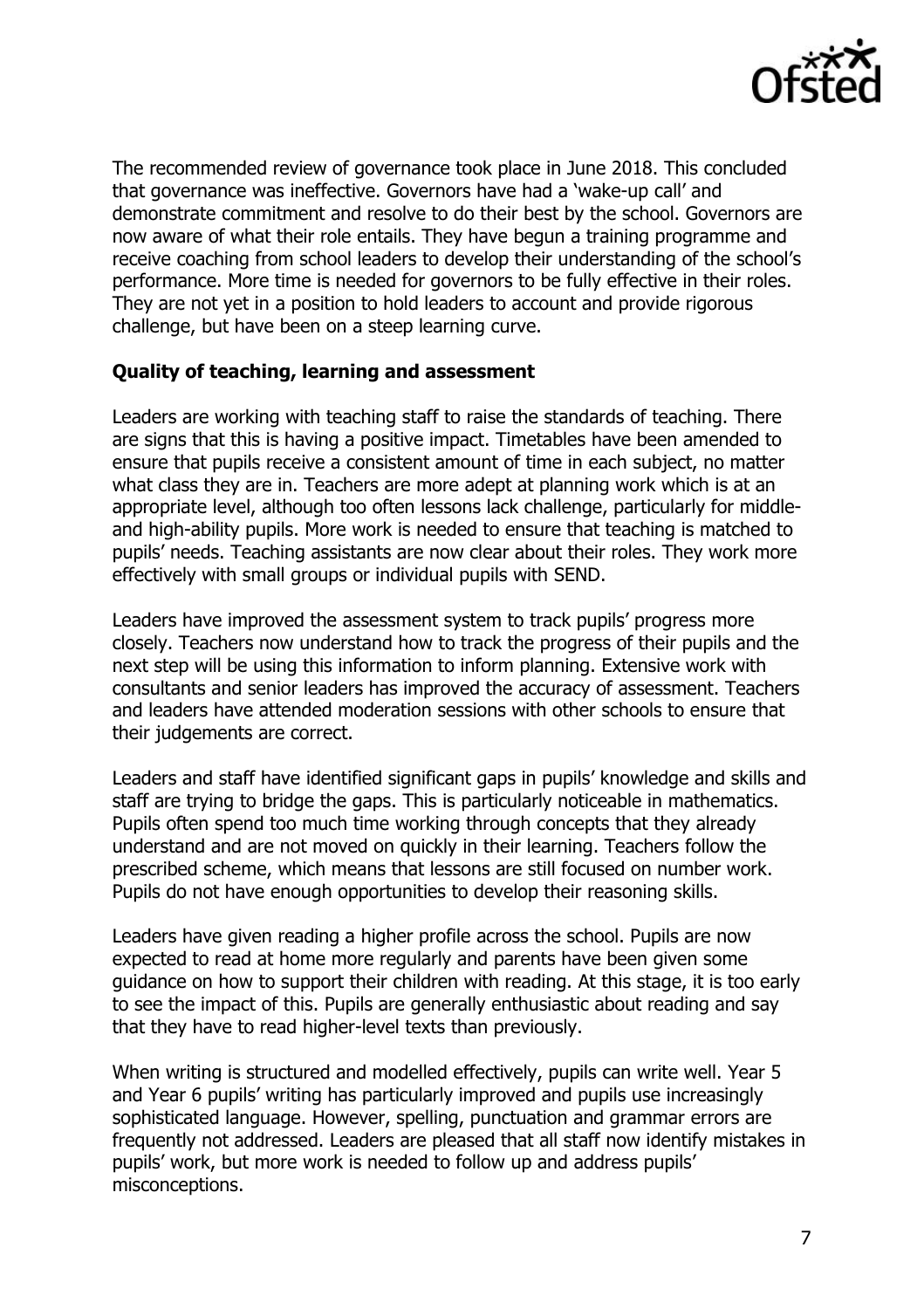The recommended review of governance took place in June 2018. This concluded that governance was ineffective. Governors have had a 'wake-up call' and demonstrate commitment and resolve to do their best by the school. Governors are now aware of what their role entails. They have begun a training programme and receive coaching from school leaders to develop their understanding of the school's performance. More time is needed for governors to be fully effective in their roles. They are not yet in a position to hold leaders to account and provide rigorous challenge, but have been on a steep learning curve.

### Quality of teaching, learning and assessment

Leaders are working with teaching staff to raise the standards of teaching. There are signs that this is having a positive impact. Timetables have been amended to ensure that pupils receive a consistent amount of time in each subject, no matter what class they are in. Teachers are more adept at planning work which is at an appropriate level, although too often lessons lack challenge, particularly for middle- and high-ability pupils. More work is needed to ensure that teaching is matched to pupils' needs. Teaching assistants are now clear about their roles. They work more effectively with small groups or individual pupils with SEND.

Leaders have improved the assessment system to track pupils' progress more closely. Teachers now understand how to track the progress of their pupils and the next step will be using this information to inform planning. Extensive work with consultants and senior leaders has improved the accuracy of assessment. Teachers and leaders have attended moderation sessions with other schools to ensure that their judgements are correct.

Leaders and staff have identified significant gaps in pupils' knowledge and skills and staff are trying to bridge the gaps. This is particularly noticeable in mathematics. Pupils often spend too much time working through concepts that they already understand and are not moved on quickly in their learning. Teachers follow the prescribed scheme, which means that lessons are still focused on number work. Pupils do not have enough opportunities to develop their reasoning skills.

Leaders have given reading a higher profile across the school. Pupils are now expected to read at home more regularly and parents have been given some guidance on how to support their children with reading. At this stage, it is too early to see the impact of this. Pupils are generally enthusiastic about reading and say that they have to read higher-level texts than previously.

When writing is structured and modelled effectively, pupils can write well. Year 5 and Year 6 pupils' writing has particularly improved and pupils use increasingly sophisticated language. However, spelling, punctuation and grammar errors are frequently not addressed. Leaders are pleased that all staff now identify mistakes in pupils' work, but more work is needed to follow up and address pupils' misconceptions.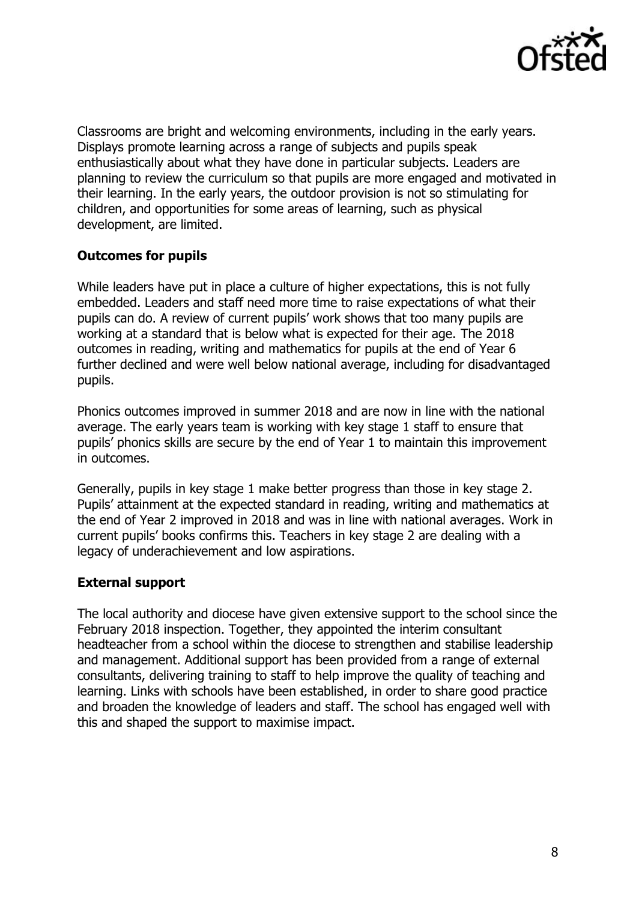Classrooms are bright and welcoming environments, including in the early years. Displays promote learning across a range of subjects and pupils speak enthusiastically about what they have done in particular subjects. Leaders are planning to review the curriculum so that pupils are more engaged and motivated in their learning. In the early years, the outdoor provision is not so stimulating for children, and opportunities for some areas of learning, such as physical development, are limited.

### Outcomes for pupils

While leaders have put in place a culture of higher expectations, this is not fully embedded. Leaders and staff need more time to raise expectations of what their pupils can do. A review of current pupils' work shows that too many pupils are working at a standard that is below what is expected for their age. The 2018 outcomes in reading, writing and mathematics for pupils at the end of Year 6 further declined and were well below national average, including for disadvantaged pupils.

Phonics outcomes improved in summer 2018 and are now in line with the national average. The early years team is working with key stage 1 staff to ensure that pupils' phonics skills are secure by the end of Year 1 to maintain this improvement in outcomes.

Generally, pupils in key stage 1 make better progress than those in key stage 2. Pupils' attainment at the expected standard in reading, writing and mathematics at the end of Year 2 improved in 2018 and was in line with national averages. Work in current pupils' books confirms this. Teachers in key stage 2 are dealing with a legacy of underachievement and low aspirations.

### External support

The local authority and diocese have given extensive support to the school since the February 2018 inspection. Together, they appointed the interim consultant headteacher from a school within the diocese to strengthen and stabilise leadership and management. Additional support has been provided from a range of external consultants, delivering training to staff to help improve the quality of teaching and learning. Links with schools have been established, in order to share good practice and broaden the knowledge of leaders and staff. The school has engaged well with this and shaped the support to maximise impact.